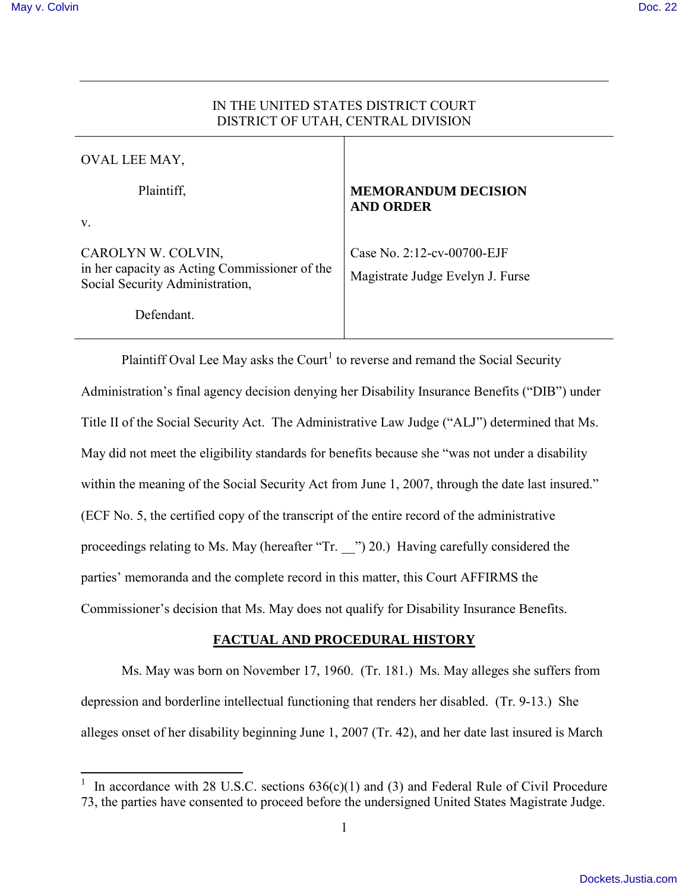IN THE UNITED STATES DISTRICT COURT
DISTRICT OF UTAH, CENTRAL DIVISION

| | |
|---|---|
| OVAL LEE MAY,<br><br>Plaintiff,<br><br>v.<br><br>CAROLYN W. COLVIN, in her capacity as Acting Commissioner of the Social Security Administration,<br><br>Defendant. | **MEMORANDUM DECISION AND ORDER**<br><br>Case No. 2:12-cv-00700-EJF<br><br>Magistrate Judge Evelyn J. Furse |

Plaintiff Oval Lee May asks the Court[1] to reverse and remand the Social Security Administration's final agency decision denying her Disability Insurance Benefits ("DIB") under Title II of the Social Security Act. The Administrative Law Judge ("ALJ") determined that Ms. May did not meet the eligibility standards for benefits because she "was not under a disability within the meaning of the Social Security Act from June 1, 2007, through the date last insured." (ECF No. 5, the certified copy of the transcript of the entire record of the administrative proceedings relating to Ms. May (hereafter "Tr. __") 20.) Having carefully considered the parties' memoranda and the complete record in this matter, this Court AFFIRMS the Commissioner's decision that Ms. May does not qualify for Disability Insurance Benefits.

## FACTUAL AND PROCEDURAL HISTORY

Ms. May was born on November 17, 1960. (Tr. 181.) Ms. May alleges she suffers from depression and borderline intellectual functioning that renders her disabled. (Tr. 9-13.) She alleges onset of her disability beginning June 1, 2007 (Tr. 42), and her date last insured is March

[1] In accordance with 28 U.S.C. sections 636(c)(1) and (3) and Federal Rule of Civil Procedure 73, the parties have consented to proceed before the undersigned United States Magistrate Judge.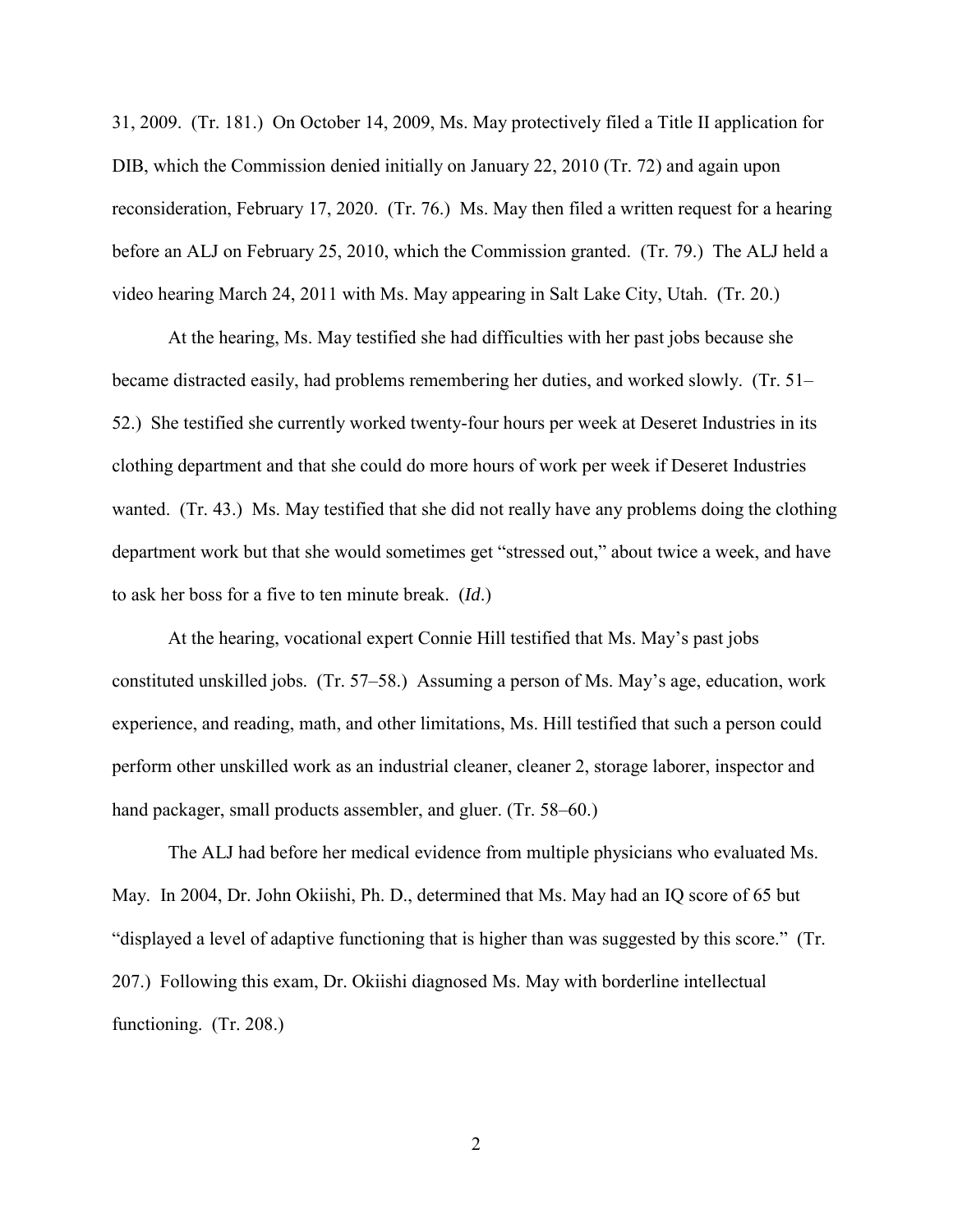31, 2009. (Tr. 181.) On October 14, 2009, Ms. May protectively filed a Title II application for DIB, which the Commission denied initially on January 22, 2010 (Tr. 72) and again upon reconsideration, February 17, 2020. (Tr. 76.) Ms. May then filed a written request for a hearing before an ALJ on February 25, 2010, which the Commission granted. (Tr. 79.) The ALJ held a video hearing March 24, 2011 with Ms. May appearing in Salt Lake City, Utah. (Tr. 20.)

At the hearing, Ms. May testified she had difficulties with her past jobs because she became distracted easily, had problems remembering her duties, and worked slowly. (Tr. 51–52.) She testified she currently worked twenty-four hours per week at Deseret Industries in its clothing department and that she could do more hours of work per week if Deseret Industries wanted. (Tr. 43.) Ms. May testified that she did not really have any problems doing the clothing department work but that she would sometimes get "stressed out," about twice a week, and have to ask her boss for a five to ten minute break. (*Id*.)

At the hearing, vocational expert Connie Hill testified that Ms. May's past jobs constituted unskilled jobs. (Tr. 57–58.) Assuming a person of Ms. May's age, education, work experience, and reading, math, and other limitations, Ms. Hill testified that such a person could perform other unskilled work as an industrial cleaner, cleaner 2, storage laborer, inspector and hand packager, small products assembler, and gluer. (Tr. 58–60.)

The ALJ had before her medical evidence from multiple physicians who evaluated Ms. May. In 2004, Dr. John Okiishi, Ph. D., determined that Ms. May had an IQ score of 65 but "displayed a level of adaptive functioning that is higher than was suggested by this score." (Tr. 207.) Following this exam, Dr. Okiishi diagnosed Ms. May with borderline intellectual functioning. (Tr. 208.)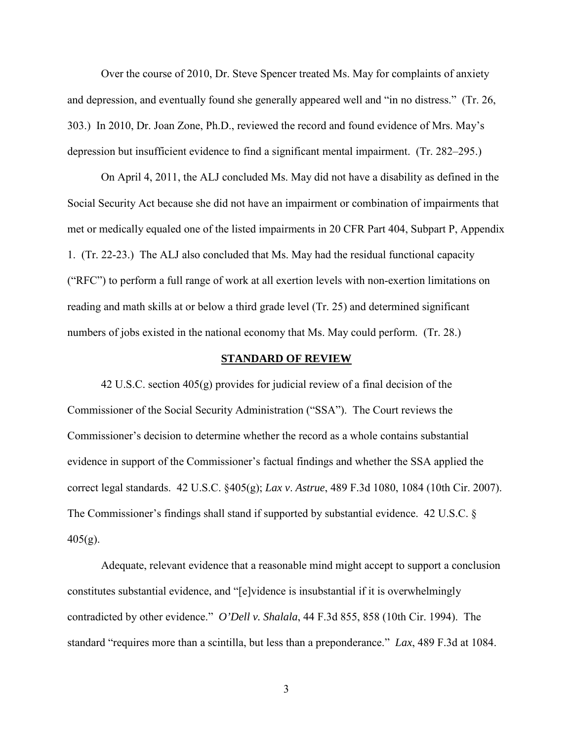Over the course of 2010, Dr. Steve Spencer treated Ms. May for complaints of anxiety and depression, and eventually found she generally appeared well and "in no distress." (Tr. 26, 303.) In 2010, Dr. Joan Zone, Ph.D., reviewed the record and found evidence of Mrs. May's depression but insufficient evidence to find a significant mental impairment. (Tr. 282–295.)

On April 4, 2011, the ALJ concluded Ms. May did not have a disability as defined in the Social Security Act because she did not have an impairment or combination of impairments that met or medically equaled one of the listed impairments in 20 CFR Part 404, Subpart P, Appendix 1. (Tr. 22-23.) The ALJ also concluded that Ms. May had the residual functional capacity ("RFC") to perform a full range of work at all exertion levels with non-exertion limitations on reading and math skills at or below a third grade level (Tr. 25) and determined significant numbers of jobs existed in the national economy that Ms. May could perform. (Tr. 28.)

## STANDARD OF REVIEW

42 U.S.C. section 405(g) provides for judicial review of a final decision of the Commissioner of the Social Security Administration ("SSA"). The Court reviews the Commissioner's decision to determine whether the record as a whole contains substantial evidence in support of the Commissioner's factual findings and whether the SSA applied the correct legal standards. 42 U.S.C. §405(g); *Lax v. Astrue*, 489 F.3d 1080, 1084 (10th Cir. 2007). The Commissioner's findings shall stand if supported by substantial evidence. 42 U.S.C. § 405(g).

Adequate, relevant evidence that a reasonable mind might accept to support a conclusion constitutes substantial evidence, and "[e]vidence is insubstantial if it is overwhelmingly contradicted by other evidence." *O'Dell v. Shalala*, 44 F.3d 855, 858 (10th Cir. 1994). The standard "requires more than a scintilla, but less than a preponderance." *Lax*, 489 F.3d at 1084.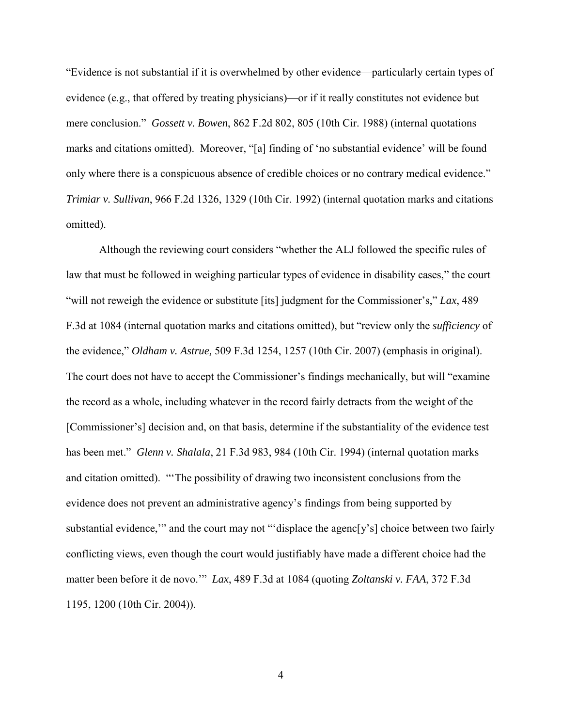"Evidence is not substantial if it is overwhelmed by other evidence—particularly certain types of evidence (e.g., that offered by treating physicians)—or if it really constitutes not evidence but mere conclusion." *Gossett v. Bowen*, 862 F.2d 802, 805 (10th Cir. 1988) (internal quotations marks and citations omitted). Moreover, "[a] finding of 'no substantial evidence' will be found only where there is a conspicuous absence of credible choices or no contrary medical evidence." *Trimiar v. Sullivan*, 966 F.2d 1326, 1329 (10th Cir. 1992) (internal quotation marks and citations omitted).

Although the reviewing court considers "whether the ALJ followed the specific rules of law that must be followed in weighing particular types of evidence in disability cases," the court "will not reweigh the evidence or substitute [its] judgment for the Commissioner's," *Lax*, 489 F.3d at 1084 (internal quotation marks and citations omitted), but "review only the *sufficiency* of the evidence," *Oldham v. Astrue,* 509 F.3d 1254, 1257 (10th Cir. 2007) (emphasis in original). The court does not have to accept the Commissioner's findings mechanically, but will "examine the record as a whole, including whatever in the record fairly detracts from the weight of the [Commissioner's] decision and, on that basis, determine if the substantiality of the evidence test has been met." *Glenn v. Shalala*, 21 F.3d 983, 984 (10th Cir. 1994) (internal quotation marks and citation omitted). "'The possibility of drawing two inconsistent conclusions from the evidence does not prevent an administrative agency's findings from being supported by substantial evidence,'" and the court may not "'displace the agenc[y's] choice between two fairly conflicting views, even though the court would justifiably have made a different choice had the matter been before it de novo.'" *Lax*, 489 F.3d at 1084 (quoting *Zoltanski v. FAA*, 372 F.3d 1195, 1200 (10th Cir. 2004)).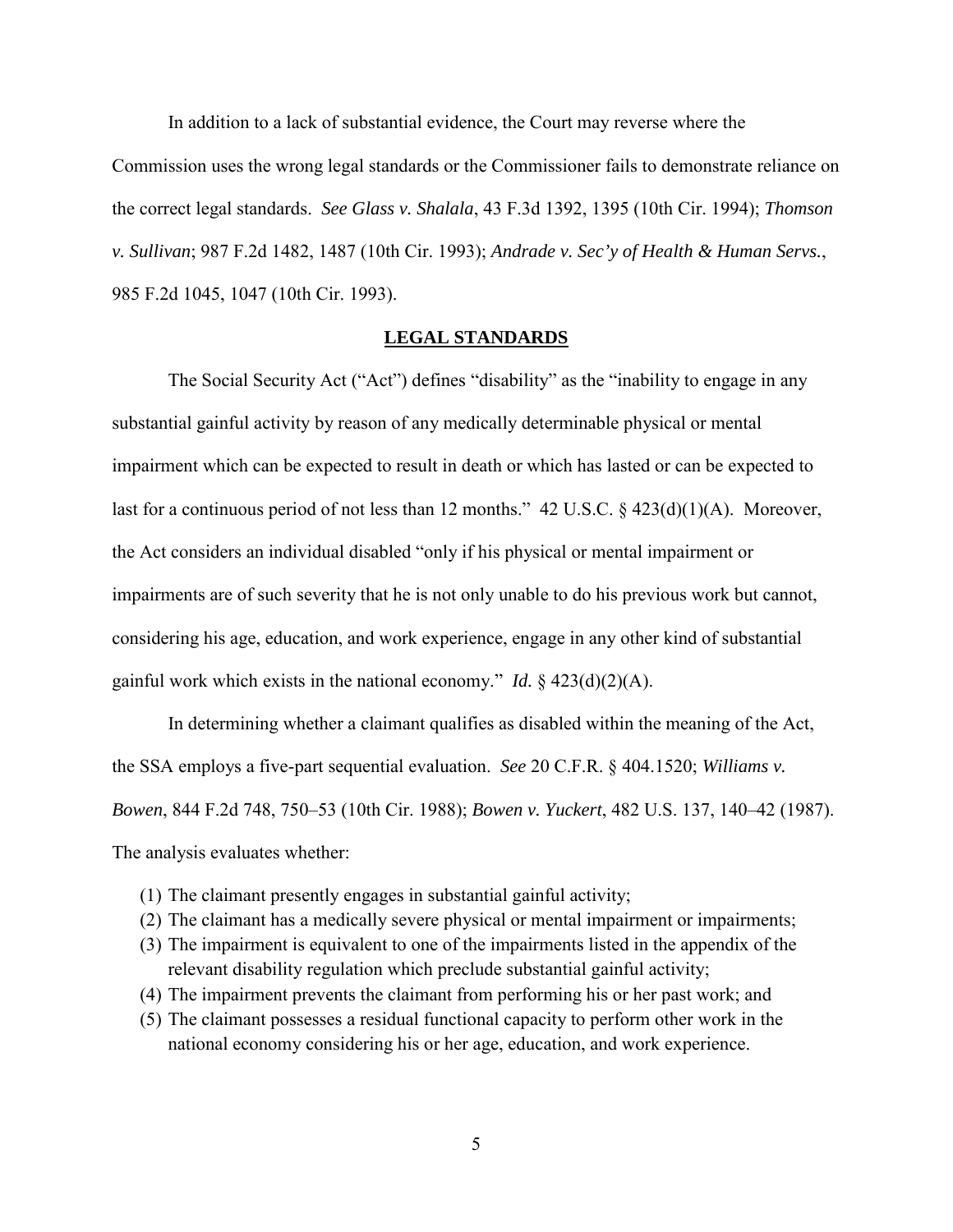In addition to a lack of substantial evidence, the Court may reverse where the Commission uses the wrong legal standards or the Commissioner fails to demonstrate reliance on the correct legal standards. *See Glass v. Shalala*, 43 F.3d 1392, 1395 (10th Cir. 1994); *Thomson v. Sullivan*; 987 F.2d 1482, 1487 (10th Cir. 1993); *Andrade v. Sec'y of Health & Human Servs.*, 985 F.2d 1045, 1047 (10th Cir. 1993).

## LEGAL STANDARDS

The Social Security Act ("Act") defines "disability" as the "inability to engage in any substantial gainful activity by reason of any medically determinable physical or mental impairment which can be expected to result in death or which has lasted or can be expected to last for a continuous period of not less than 12 months." 42 U.S.C. § 423(d)(1)(A). Moreover, the Act considers an individual disabled "only if his physical or mental impairment or impairments are of such severity that he is not only unable to do his previous work but cannot, considering his age, education, and work experience, engage in any other kind of substantial gainful work which exists in the national economy." *Id.* § 423(d)(2)(A).

In determining whether a claimant qualifies as disabled within the meaning of the Act, the SSA employs a five-part sequential evaluation. *See* 20 C.F.R. § 404.1520; *Williams v. Bowen*, 844 F.2d 748, 750–53 (10th Cir. 1988); *Bowen v. Yuckert*, 482 U.S. 137, 140–42 (1987). The analysis evaluates whether:

(1) The claimant presently engages in substantial gainful activity;
(2) The claimant has a medically severe physical or mental impairment or impairments;
(3) The impairment is equivalent to one of the impairments listed in the appendix of the relevant disability regulation which preclude substantial gainful activity;
(4) The impairment prevents the claimant from performing his or her past work; and
(5) The claimant possesses a residual functional capacity to perform other work in the national economy considering his or her age, education, and work experience.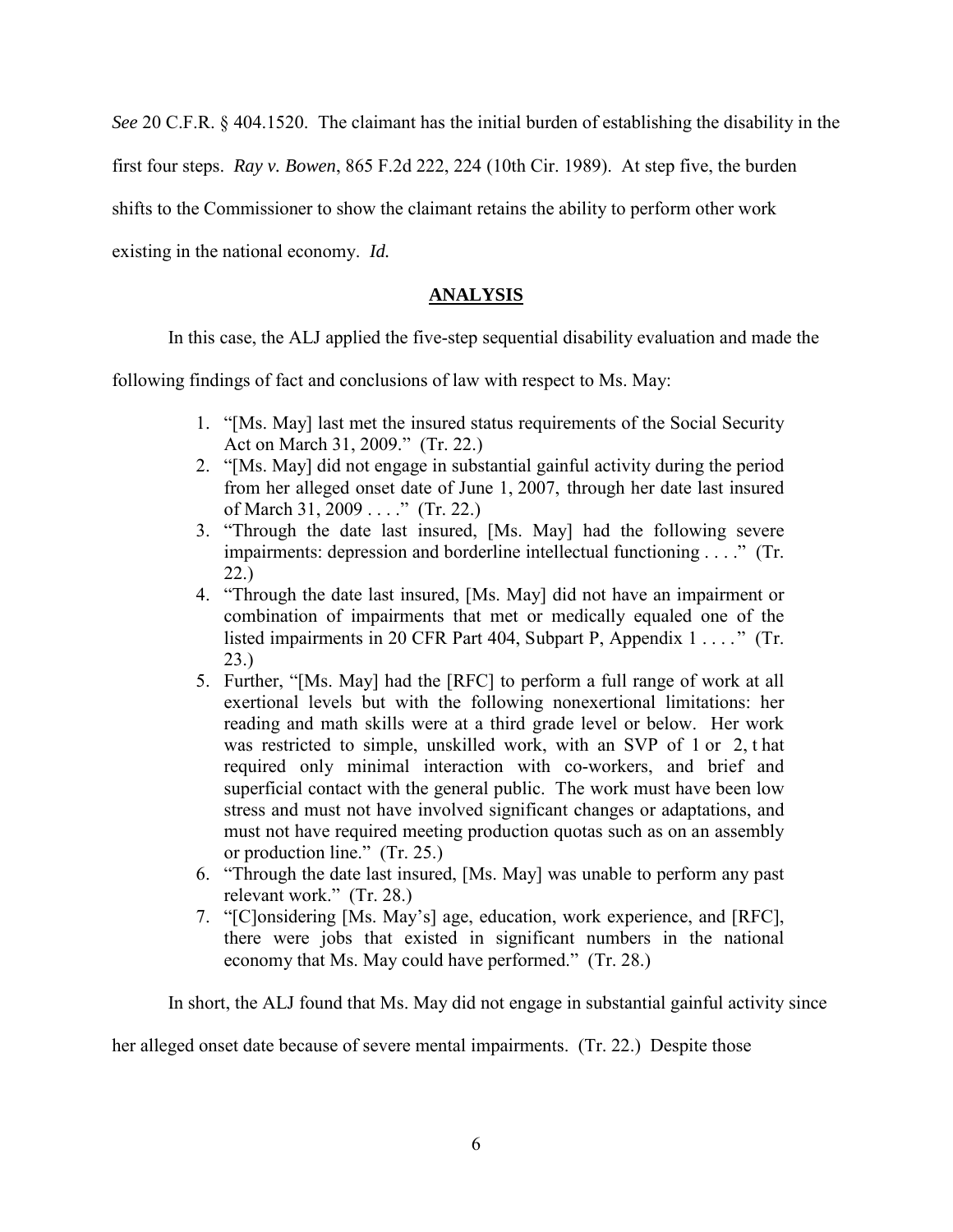*See* 20 C.F.R. § 404.1520. The claimant has the initial burden of establishing the disability in the first four steps. *Ray v. Bowen*, 865 F.2d 222, 224 (10th Cir. 1989). At step five, the burden shifts to the Commissioner to show the claimant retains the ability to perform other work existing in the national economy. *Id.*

## ANALYSIS

In this case, the ALJ applied the five-step sequential disability evaluation and made the following findings of fact and conclusions of law with respect to Ms. May:

1. "[Ms. May] last met the insured status requirements of the Social Security Act on March 31, 2009." (Tr. 22.)
2. "[Ms. May] did not engage in substantial gainful activity during the period from her alleged onset date of June 1, 2007, through her date last insured of March 31, 2009 . . . ." (Tr. 22.)
3. "Through the date last insured, [Ms. May] had the following severe impairments: depression and borderline intellectual functioning . . . ." (Tr. 22.)
4. "Through the date last insured, [Ms. May] did not have an impairment or combination of impairments that met or medically equaled one of the listed impairments in 20 CFR Part 404, Subpart P, Appendix 1 . . . ." (Tr. 23.)
5. Further, "[Ms. May] had the [RFC] to perform a full range of work at all exertional levels but with the following nonexertional limitations: her reading and math skills were at a third grade level or below. Her work was restricted to simple, unskilled work, with an SVP of 1 or 2, that required only minimal interaction with co-workers, and brief and superficial contact with the general public. The work must have been low stress and must not have involved significant changes or adaptations, and must not have required meeting production quotas such as on an assembly or production line." (Tr. 25.)
6. "Through the date last insured, [Ms. May] was unable to perform any past relevant work." (Tr. 28.)
7. "[C]onsidering [Ms. May's] age, education, work experience, and [RFC], there were jobs that existed in significant numbers in the national economy that Ms. May could have performed." (Tr. 28.)

In short, the ALJ found that Ms. May did not engage in substantial gainful activity since her alleged onset date because of severe mental impairments. (Tr. 22.) Despite those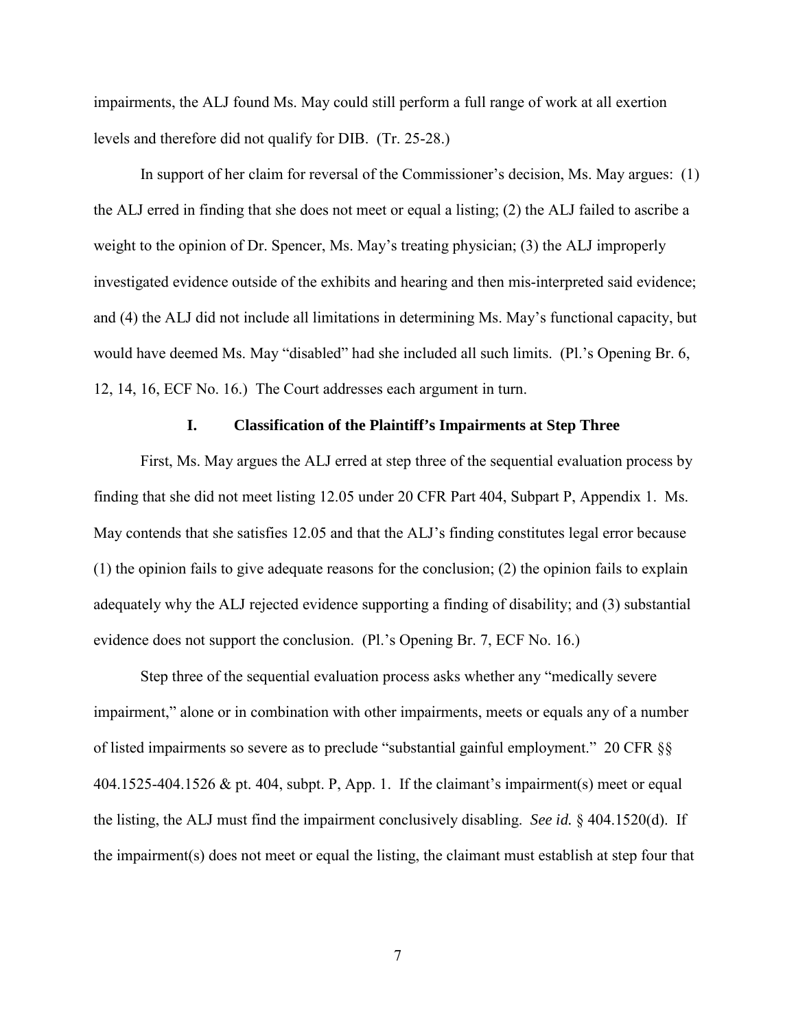impairments, the ALJ found Ms. May could still perform a full range of work at all exertion levels and therefore did not qualify for DIB. (Tr. 25-28.)

In support of her claim for reversal of the Commissioner's decision, Ms. May argues: (1) the ALJ erred in finding that she does not meet or equal a listing; (2) the ALJ failed to ascribe a weight to the opinion of Dr. Spencer, Ms. May's treating physician; (3) the ALJ improperly investigated evidence outside of the exhibits and hearing and then mis-interpreted said evidence; and (4) the ALJ did not include all limitations in determining Ms. May's functional capacity, but would have deemed Ms. May "disabled" had she included all such limits. (Pl.'s Opening Br. 6, 12, 14, 16, ECF No. 16.) The Court addresses each argument in turn.

## I. Classification of the Plaintiff's Impairments at Step Three

First, Ms. May argues the ALJ erred at step three of the sequential evaluation process by finding that she did not meet listing 12.05 under 20 CFR Part 404, Subpart P, Appendix 1. Ms. May contends that she satisfies 12.05 and that the ALJ's finding constitutes legal error because (1) the opinion fails to give adequate reasons for the conclusion; (2) the opinion fails to explain adequately why the ALJ rejected evidence supporting a finding of disability; and (3) substantial evidence does not support the conclusion. (Pl.'s Opening Br. 7, ECF No. 16.)

Step three of the sequential evaluation process asks whether any "medically severe impairment," alone or in combination with other impairments, meets or equals any of a number of listed impairments so severe as to preclude "substantial gainful employment." 20 CFR §§ 404.1525-404.1526 & pt. 404, subpt. P, App. 1. If the claimant's impairment(s) meet or equal the listing, the ALJ must find the impairment conclusively disabling. *See id.* § 404.1520(d). If the impairment(s) does not meet or equal the listing, the claimant must establish at step four that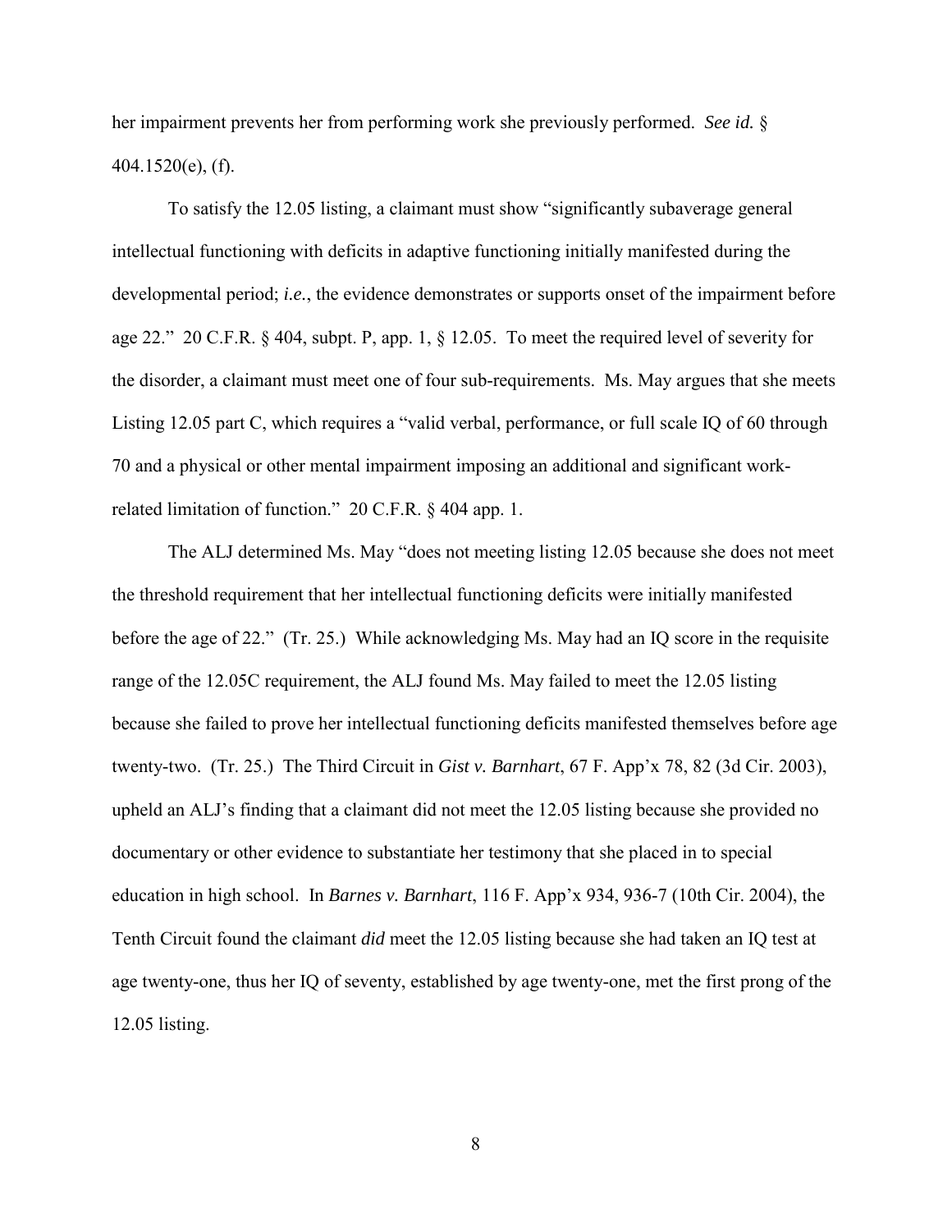her impairment prevents her from performing work she previously performed. *See id.* § 404.1520(e), (f).

To satisfy the 12.05 listing, a claimant must show "significantly subaverage general intellectual functioning with deficits in adaptive functioning initially manifested during the developmental period; *i.e.*, the evidence demonstrates or supports onset of the impairment before age 22." 20 C.F.R. § 404, subpt. P, app. 1, § 12.05. To meet the required level of severity for the disorder, a claimant must meet one of four sub-requirements. Ms. May argues that she meets Listing 12.05 part C, which requires a "valid verbal, performance, or full scale IQ of 60 through 70 and a physical or other mental impairment imposing an additional and significant work-related limitation of function." 20 C.F.R. § 404 app. 1.

The ALJ determined Ms. May "does not meeting listing 12.05 because she does not meet the threshold requirement that her intellectual functioning deficits were initially manifested before the age of 22." (Tr. 25.) While acknowledging Ms. May had an IQ score in the requisite range of the 12.05C requirement, the ALJ found Ms. May failed to meet the 12.05 listing because she failed to prove her intellectual functioning deficits manifested themselves before age twenty-two. (Tr. 25.) The Third Circuit in *Gist v. Barnhart*, 67 F. App'x 78, 82 (3d Cir. 2003), upheld an ALJ's finding that a claimant did not meet the 12.05 listing because she provided no documentary or other evidence to substantiate her testimony that she placed in to special education in high school. In *Barnes v. Barnhart*, 116 F. App'x 934, 936-7 (10th Cir. 2004), the Tenth Circuit found the claimant *did* meet the 12.05 listing because she had taken an IQ test at age twenty-one, thus her IQ of seventy, established by age twenty-one, met the first prong of the 12.05 listing.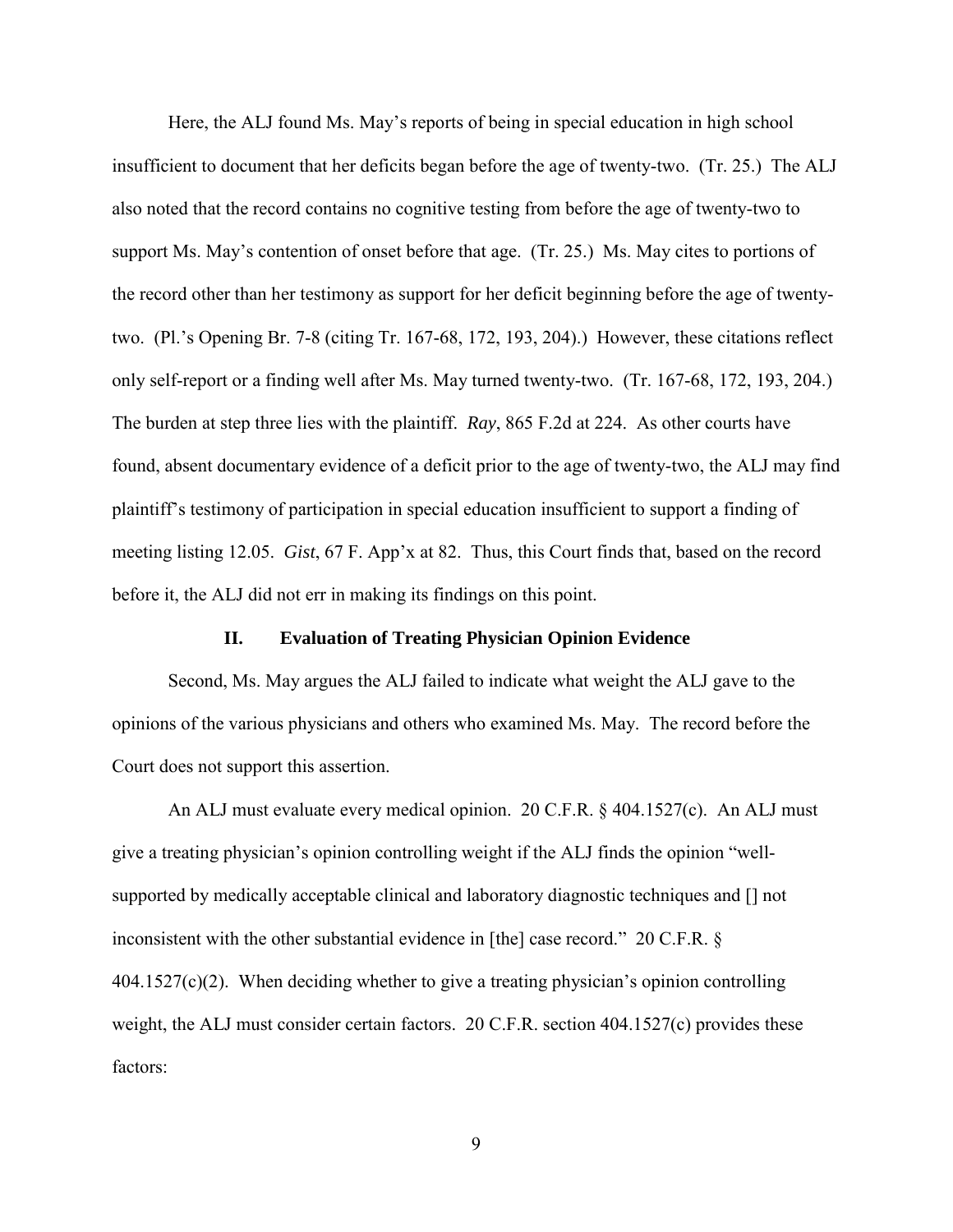Here, the ALJ found Ms. May's reports of being in special education in high school insufficient to document that her deficits began before the age of twenty-two. (Tr. 25.) The ALJ also noted that the record contains no cognitive testing from before the age of twenty-two to support Ms. May's contention of onset before that age. (Tr. 25.) Ms. May cites to portions of the record other than her testimony as support for her deficit beginning before the age of twenty-two. (Pl.'s Opening Br. 7-8 (citing Tr. 167-68, 172, 193, 204).) However, these citations reflect only self-report or a finding well after Ms. May turned twenty-two. (Tr. 167-68, 172, 193, 204.) The burden at step three lies with the plaintiff. *Ray*, 865 F.2d at 224. As other courts have found, absent documentary evidence of a deficit prior to the age of twenty-two, the ALJ may find plaintiff's testimony of participation in special education insufficient to support a finding of meeting listing 12.05. *Gist*, 67 F. App'x at 82. Thus, this Court finds that, based on the record before it, the ALJ did not err in making its findings on this point.

## II. Evaluation of Treating Physician Opinion Evidence

Second, Ms. May argues the ALJ failed to indicate what weight the ALJ gave to the opinions of the various physicians and others who examined Ms. May. The record before the Court does not support this assertion.

An ALJ must evaluate every medical opinion. 20 C.F.R. § 404.1527(c). An ALJ must give a treating physician's opinion controlling weight if the ALJ finds the opinion "well-supported by medically acceptable clinical and laboratory diagnostic techniques and [] not inconsistent with the other substantial evidence in [the] case record." 20 C.F.R. § 404.1527(c)(2). When deciding whether to give a treating physician's opinion controlling weight, the ALJ must consider certain factors. 20 C.F.R. section 404.1527(c) provides these factors: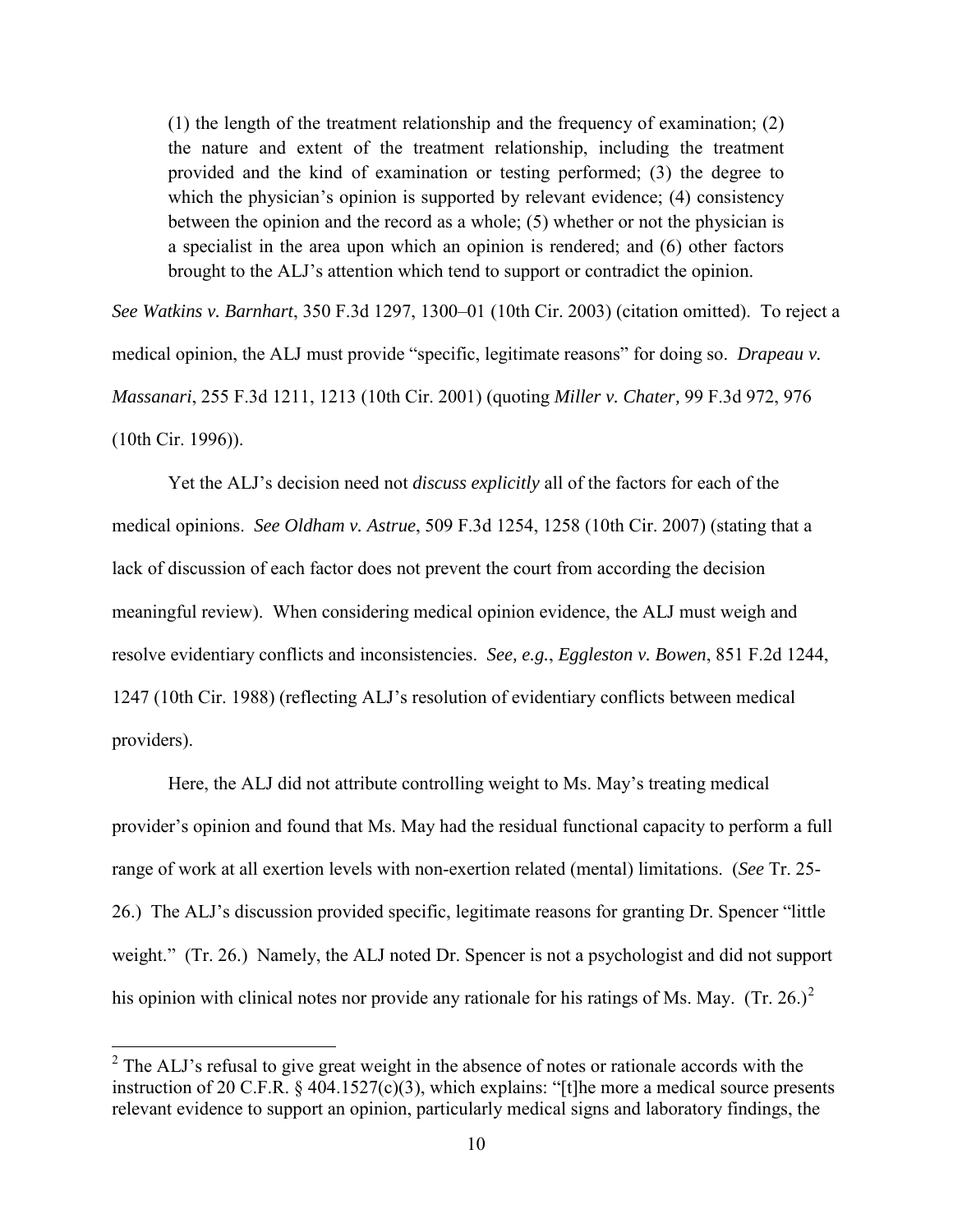> (1) the length of the treatment relationship and the frequency of examination; (2) the nature and extent of the treatment relationship, including the treatment provided and the kind of examination or testing performed; (3) the degree to which the physician's opinion is supported by relevant evidence; (4) consistency between the opinion and the record as a whole; (5) whether or not the physician is a specialist in the area upon which an opinion is rendered; and (6) other factors brought to the ALJ's attention which tend to support or contradict the opinion.

*See Watkins v. Barnhart*, 350 F.3d 1297, 1300–01 (10th Cir. 2003) (citation omitted). To reject a medical opinion, the ALJ must provide "specific, legitimate reasons" for doing so. *Drapeau v. Massanari*, 255 F.3d 1211, 1213 (10th Cir. 2001) (quoting *Miller v. Chater,* 99 F.3d 972, 976 (10th Cir. 1996)).

Yet the ALJ's decision need not *discuss explicitly* all of the factors for each of the medical opinions. *See Oldham v. Astrue*, 509 F.3d 1254, 1258 (10th Cir. 2007) (stating that a lack of discussion of each factor does not prevent the court from according the decision meaningful review). When considering medical opinion evidence, the ALJ must weigh and resolve evidentiary conflicts and inconsistencies. *See, e.g.*, *Eggleston v. Bowen*, 851 F.2d 1244, 1247 (10th Cir. 1988) (reflecting ALJ's resolution of evidentiary conflicts between medical providers).

Here, the ALJ did not attribute controlling weight to Ms. May's treating medical provider's opinion and found that Ms. May had the residual functional capacity to perform a full range of work at all exertion levels with non-exertion related (mental) limitations. (*See* Tr. 25-26.) The ALJ's discussion provided specific, legitimate reasons for granting Dr. Spencer "little weight." (Tr. 26.) Namely, the ALJ noted Dr. Spencer is not a psychologist and did not support his opinion with clinical notes nor provide any rationale for his ratings of Ms. May. (Tr. 26.)[2]

---

[2] The ALJ's refusal to give great weight in the absence of notes or rationale accords with the instruction of 20 C.F.R. § 404.1527(c)(3), which explains: "[t]he more a medical source presents relevant evidence to support an opinion, particularly medical signs and laboratory findings, the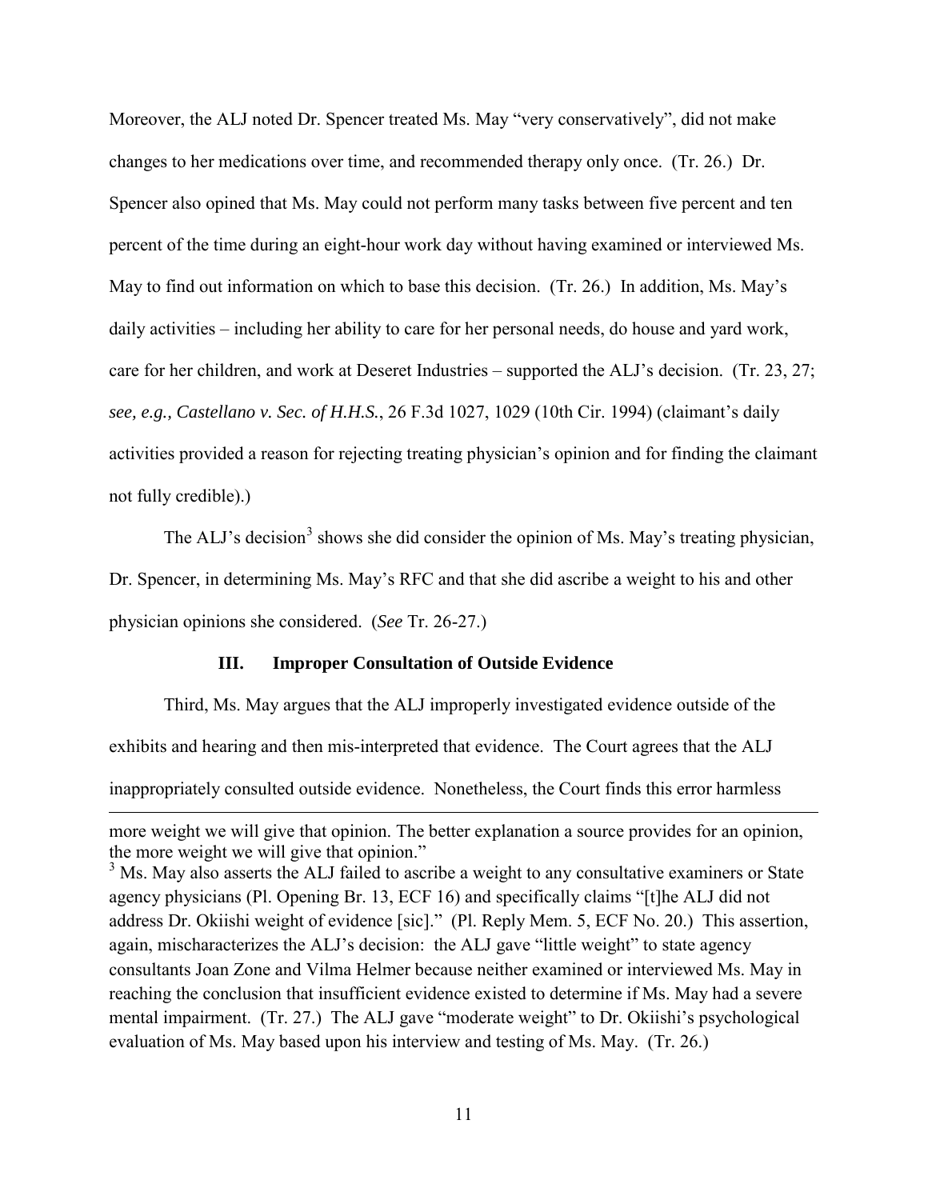Moreover, the ALJ noted Dr. Spencer treated Ms. May "very conservatively", did not make changes to her medications over time, and recommended therapy only once. (Tr. 26.) Dr. Spencer also opined that Ms. May could not perform many tasks between five percent and ten percent of the time during an eight-hour work day without having examined or interviewed Ms. May to find out information on which to base this decision. (Tr. 26.) In addition, Ms. May's daily activities – including her ability to care for her personal needs, do house and yard work, care for her children, and work at Deseret Industries – supported the ALJ's decision. (Tr. 23, 27; *see, e.g., Castellano v. Sec. of H.H.S.*, 26 F.3d 1027, 1029 (10th Cir. 1994) (claimant's daily activities provided a reason for rejecting treating physician's opinion and for finding the claimant not fully credible).)

The ALJ's decision[3] shows she did consider the opinion of Ms. May's treating physician, Dr. Spencer, in determining Ms. May's RFC and that she did ascribe a weight to his and other physician opinions she considered. (*See* Tr. 26-27.)

### III. Improper Consultation of Outside Evidence

Third, Ms. May argues that the ALJ improperly investigated evidence outside of the exhibits and hearing and then mis-interpreted that evidence. The Court agrees that the ALJ inappropriately consulted outside evidence. Nonetheless, the Court finds this error harmless

---

more weight we will give that opinion. The better explanation a source provides for an opinion, the more weight we will give that opinion."

[3] Ms. May also asserts the ALJ failed to ascribe a weight to any consultative examiners or State agency physicians (Pl. Opening Br. 13, ECF 16) and specifically claims "[t]he ALJ did not address Dr. Okiishi weight of evidence [sic]." (Pl. Reply Mem. 5, ECF No. 20.) This assertion, again, mischaracterizes the ALJ's decision: the ALJ gave "little weight" to state agency consultants Joan Zone and Vilma Helmer because neither examined or interviewed Ms. May in reaching the conclusion that insufficient evidence existed to determine if Ms. May had a severe mental impairment. (Tr. 27.) The ALJ gave "moderate weight" to Dr. Okiishi's psychological evaluation of Ms. May based upon his interview and testing of Ms. May. (Tr. 26.)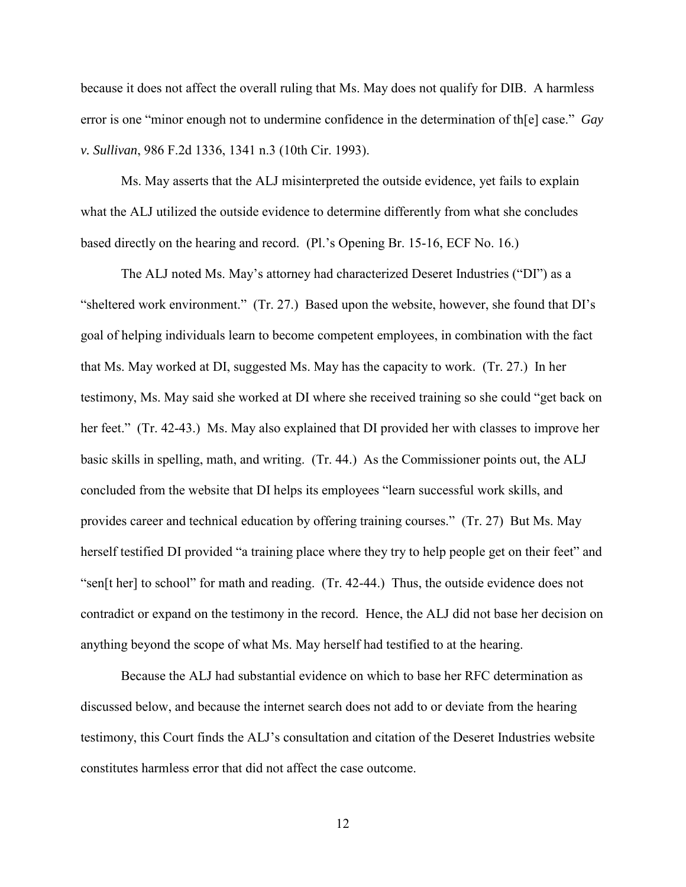because it does not affect the overall ruling that Ms. May does not qualify for DIB. A harmless error is one "minor enough not to undermine confidence in the determination of th[e] case." *Gay v. Sullivan*, 986 F.2d 1336, 1341 n.3 (10th Cir. 1993).

Ms. May asserts that the ALJ misinterpreted the outside evidence, yet fails to explain what the ALJ utilized the outside evidence to determine differently from what she concludes based directly on the hearing and record. (Pl.'s Opening Br. 15-16, ECF No. 16.)

The ALJ noted Ms. May's attorney had characterized Deseret Industries ("DI") as a "sheltered work environment." (Tr. 27.) Based upon the website, however, she found that DI's goal of helping individuals learn to become competent employees, in combination with the fact that Ms. May worked at DI, suggested Ms. May has the capacity to work. (Tr. 27.) In her testimony, Ms. May said she worked at DI where she received training so she could "get back on her feet." (Tr. 42-43.) Ms. May also explained that DI provided her with classes to improve her basic skills in spelling, math, and writing. (Tr. 44.) As the Commissioner points out, the ALJ concluded from the website that DI helps its employees "learn successful work skills, and provides career and technical education by offering training courses." (Tr. 27) But Ms. May herself testified DI provided "a training place where they try to help people get on their feet" and "sen[t her] to school" for math and reading. (Tr. 42-44.) Thus, the outside evidence does not contradict or expand on the testimony in the record. Hence, the ALJ did not base her decision on anything beyond the scope of what Ms. May herself had testified to at the hearing.

Because the ALJ had substantial evidence on which to base her RFC determination as discussed below, and because the internet search does not add to or deviate from the hearing testimony, this Court finds the ALJ's consultation and citation of the Deseret Industries website constitutes harmless error that did not affect the case outcome.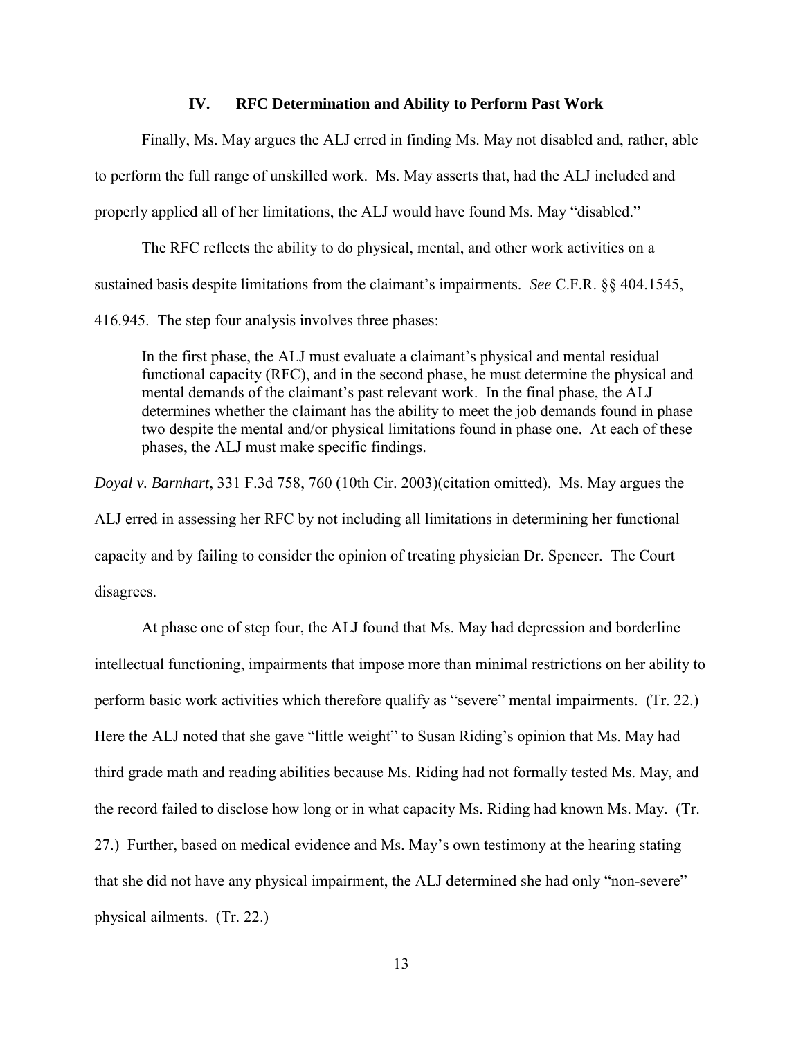## IV. RFC Determination and Ability to Perform Past Work

Finally, Ms. May argues the ALJ erred in finding Ms. May not disabled and, rather, able to perform the full range of unskilled work. Ms. May asserts that, had the ALJ included and properly applied all of her limitations, the ALJ would have found Ms. May "disabled."

The RFC reflects the ability to do physical, mental, and other work activities on a sustained basis despite limitations from the claimant's impairments. *See* C.F.R. §§ 404.1545, 416.945. The step four analysis involves three phases:

> In the first phase, the ALJ must evaluate a claimant's physical and mental residual functional capacity (RFC), and in the second phase, he must determine the physical and mental demands of the claimant's past relevant work. In the final phase, the ALJ determines whether the claimant has the ability to meet the job demands found in phase two despite the mental and/or physical limitations found in phase one. At each of these phases, the ALJ must make specific findings.

*Doyal v. Barnhart*, 331 F.3d 758, 760 (10th Cir. 2003)(citation omitted). Ms. May argues the ALJ erred in assessing her RFC by not including all limitations in determining her functional capacity and by failing to consider the opinion of treating physician Dr. Spencer. The Court disagrees.

At phase one of step four, the ALJ found that Ms. May had depression and borderline intellectual functioning, impairments that impose more than minimal restrictions on her ability to perform basic work activities which therefore qualify as "severe" mental impairments. (Tr. 22.) Here the ALJ noted that she gave "little weight" to Susan Riding's opinion that Ms. May had third grade math and reading abilities because Ms. Riding had not formally tested Ms. May, and the record failed to disclose how long or in what capacity Ms. Riding had known Ms. May. (Tr. 27.) Further, based on medical evidence and Ms. May's own testimony at the hearing stating that she did not have any physical impairment, the ALJ determined she had only "non-severe" physical ailments. (Tr. 22.)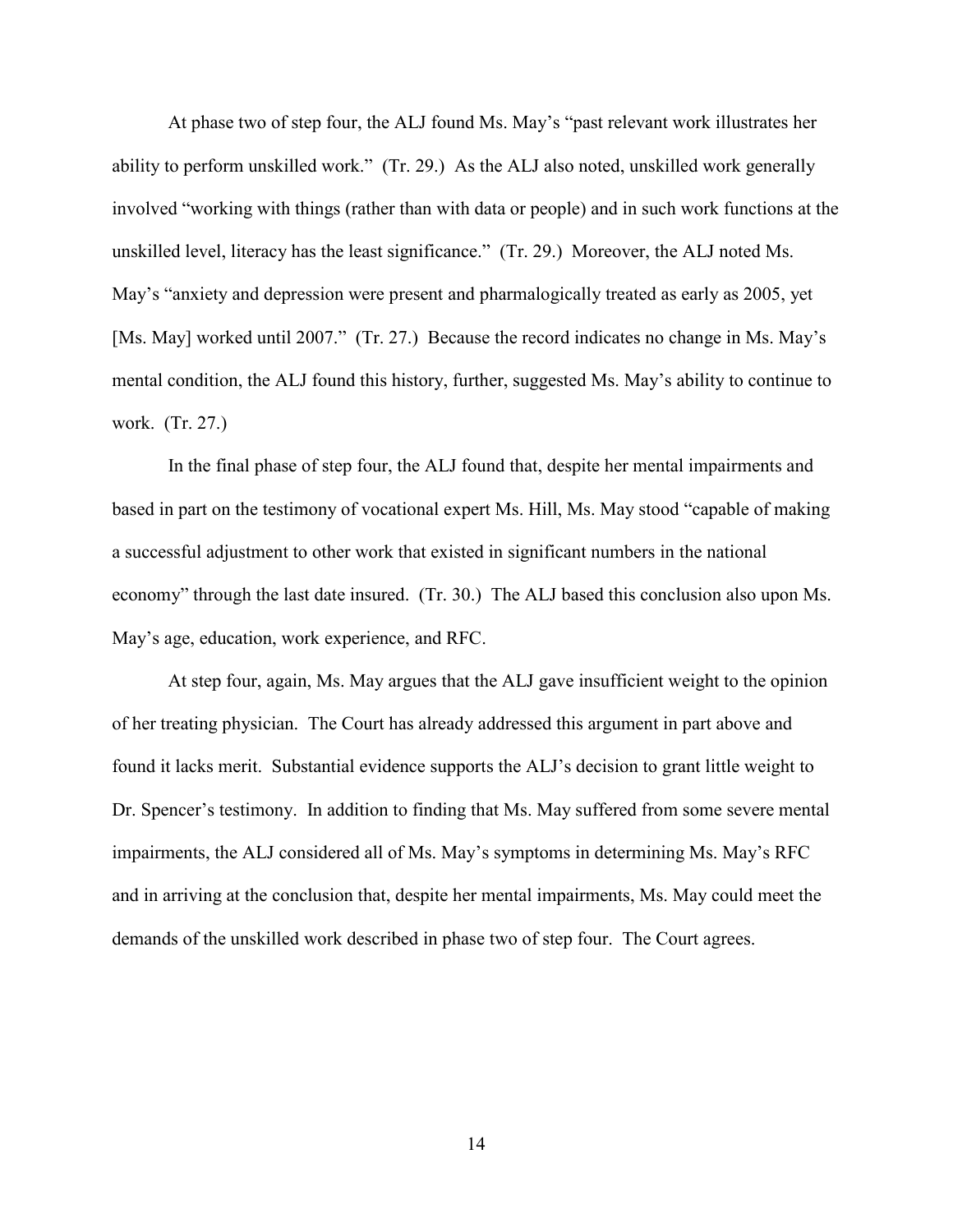At phase two of step four, the ALJ found Ms. May's "past relevant work illustrates her ability to perform unskilled work." (Tr. 29.) As the ALJ also noted, unskilled work generally involved "working with things (rather than with data or people) and in such work functions at the unskilled level, literacy has the least significance." (Tr. 29.) Moreover, the ALJ noted Ms. May's "anxiety and depression were present and pharmalogically treated as early as 2005, yet [Ms. May] worked until 2007." (Tr. 27.) Because the record indicates no change in Ms. May's mental condition, the ALJ found this history, further, suggested Ms. May's ability to continue to work. (Tr. 27.)

In the final phase of step four, the ALJ found that, despite her mental impairments and based in part on the testimony of vocational expert Ms. Hill, Ms. May stood "capable of making a successful adjustment to other work that existed in significant numbers in the national economy" through the last date insured. (Tr. 30.) The ALJ based this conclusion also upon Ms. May's age, education, work experience, and RFC.

At step four, again, Ms. May argues that the ALJ gave insufficient weight to the opinion of her treating physician. The Court has already addressed this argument in part above and found it lacks merit. Substantial evidence supports the ALJ's decision to grant little weight to Dr. Spencer's testimony. In addition to finding that Ms. May suffered from some severe mental impairments, the ALJ considered all of Ms. May's symptoms in determining Ms. May's RFC and in arriving at the conclusion that, despite her mental impairments, Ms. May could meet the demands of the unskilled work described in phase two of step four. The Court agrees.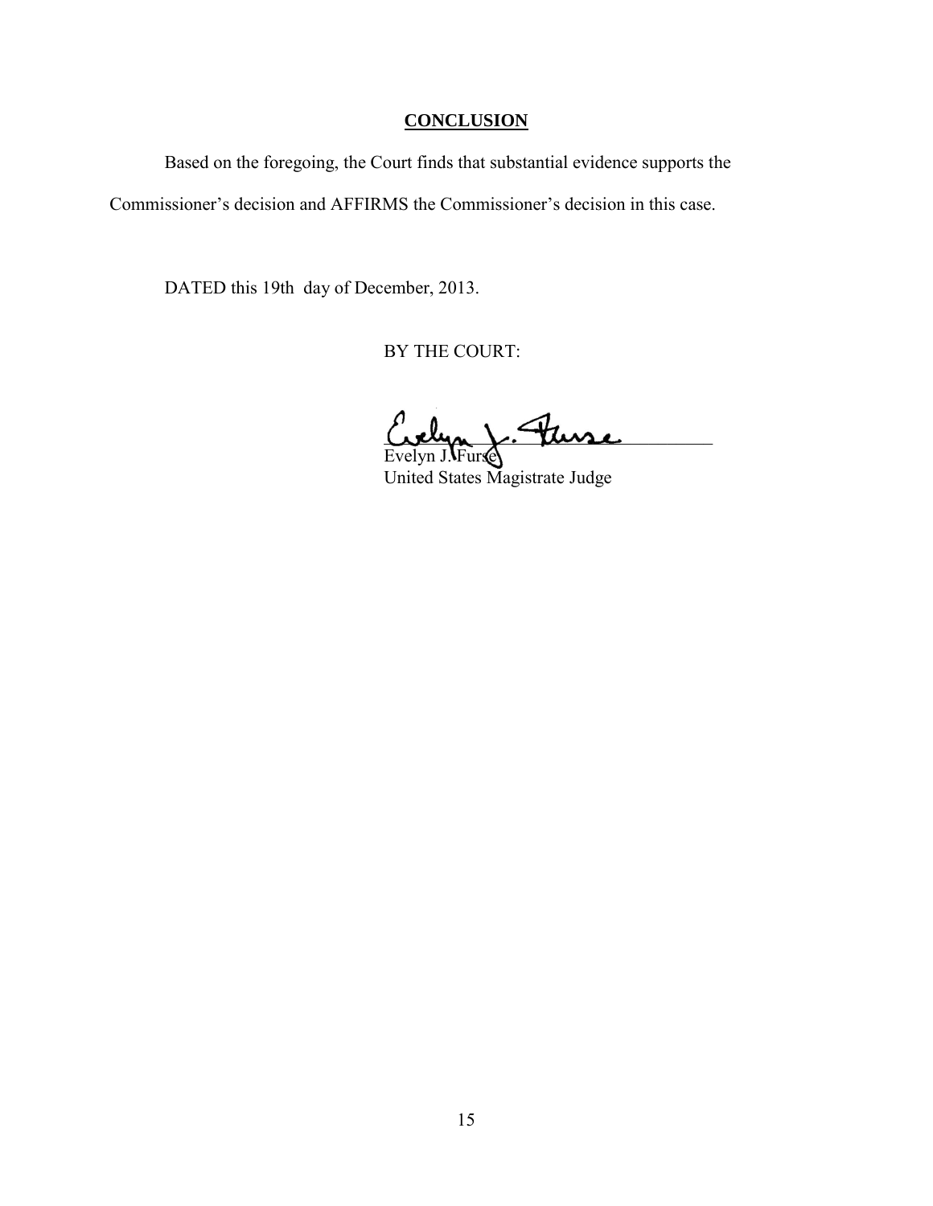## CONCLUSION

Based on the foregoing, the Court finds that substantial evidence supports the Commissioner's decision and AFFIRMS the Commissioner's decision in this case.

DATED this 19th day of December, 2013.

BY THE COURT:

Evelyn J. Furse
United States Magistrate Judge